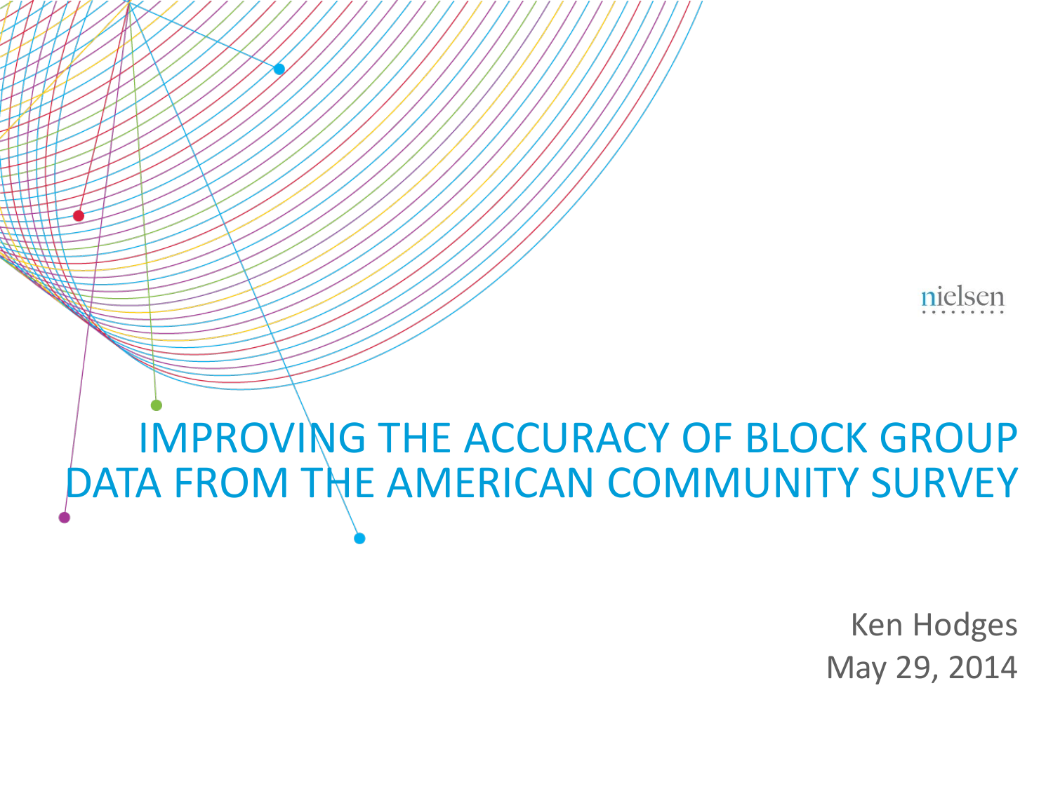# IMPROVING THE ACCURACY OF BLOCK GROUP DATA FROM THE AMERICAN COMMUNITY SURVEY

nielsen

Ken Hodges

May 29, 2014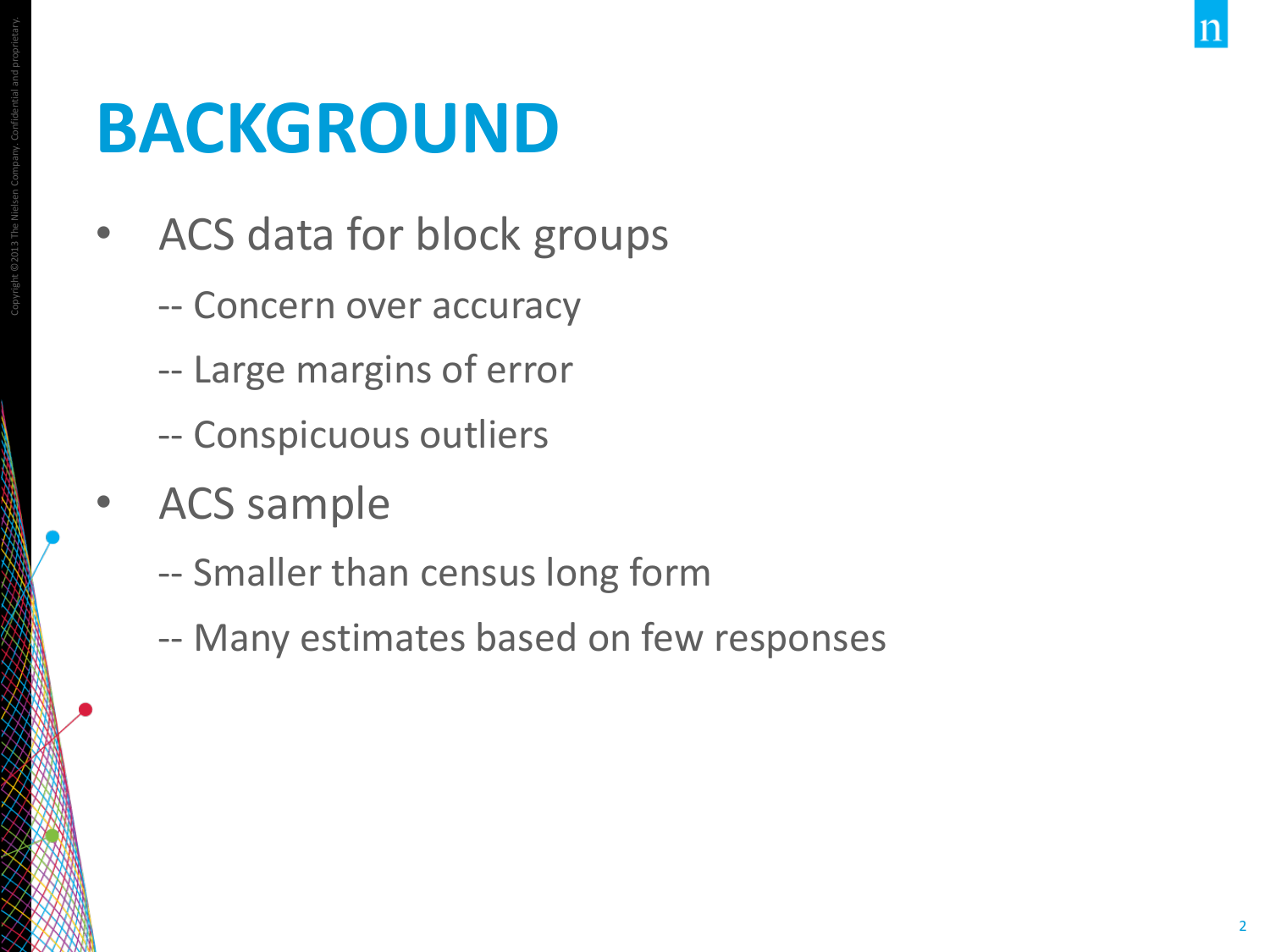# BACKGROUND

- ACS data for block groups

  -- Concern over accuracy

  -- Large margins of error

  -- Conspicuous outliers

- ACS sample

  -- Smaller than census long form

  -- Many estimates based on few responses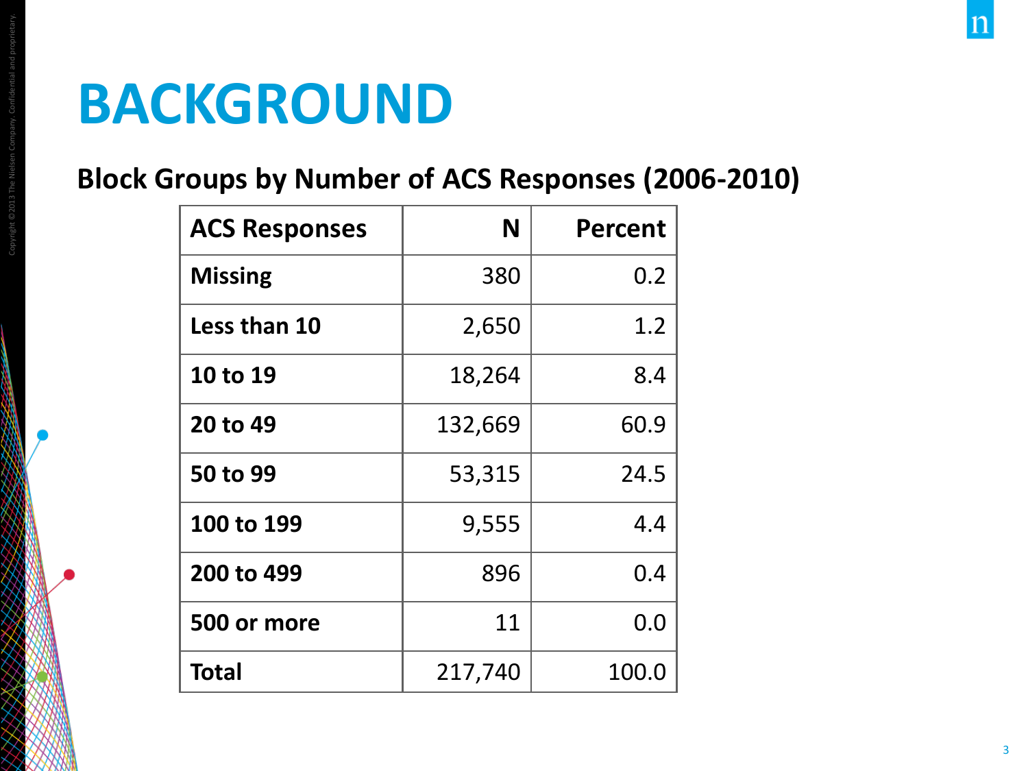# BACKGROUND

**Block Groups by Number of ACS Responses (2006-2010)**

| ACS Responses | N | Percent |
|---|---:|---:|
| **Missing** | 380 | 0.2 |
| **Less than 10** | 2,650 | 1.2 |
| **10 to 19** | 18,264 | 8.4 |
| **20 to 49** | 132,669 | 60.9 |
| **50 to 99** | 53,315 | 24.5 |
| **100 to 199** | 9,555 | 4.4 |
| **200 to 499** | 896 | 0.4 |
| **500 or more** | 11 | 0.0 |
| **Total** | 217,740 | 100.0 |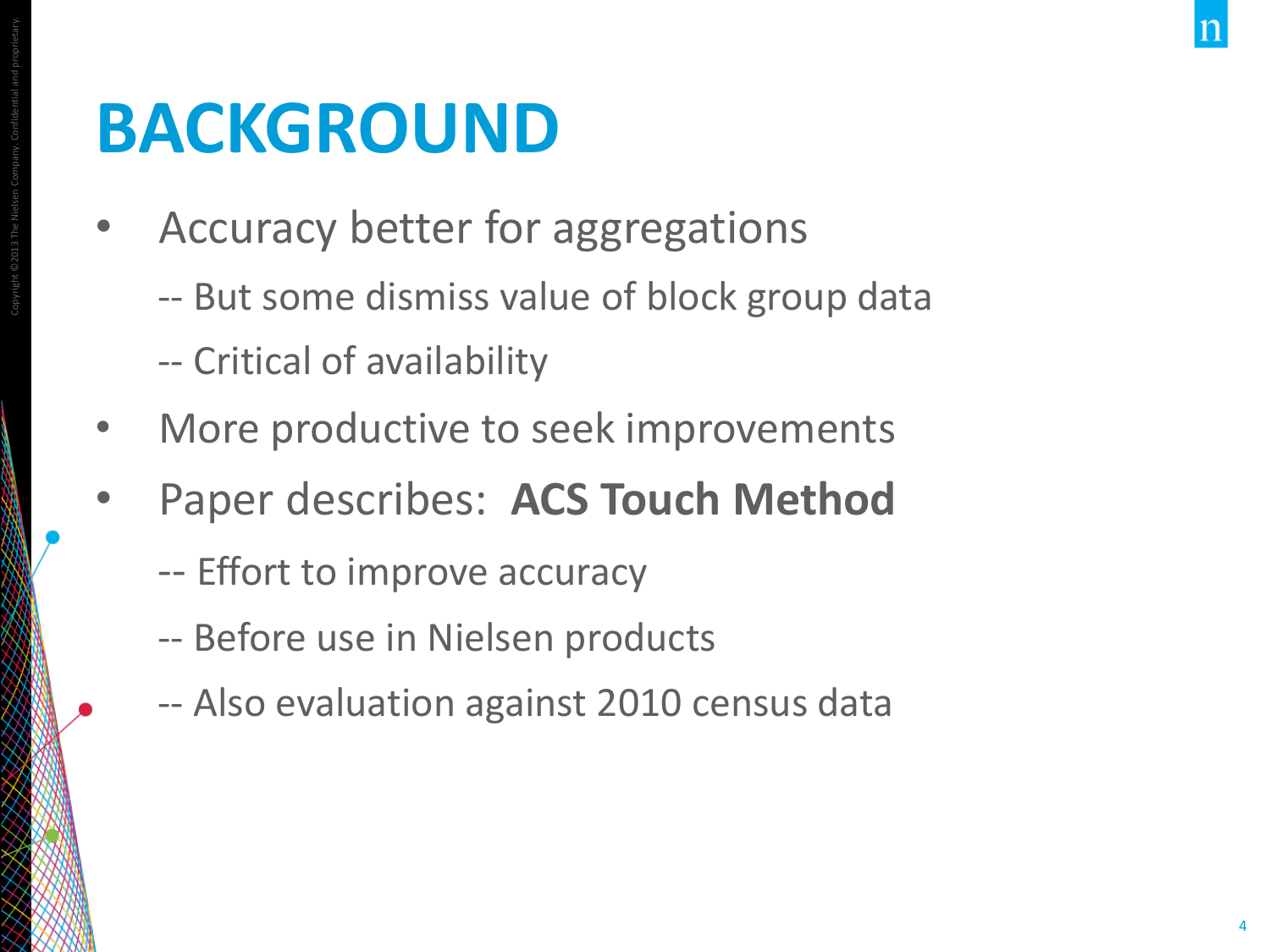# BACKGROUND

- Accuracy better for aggregations
  - -- But some dismiss value of block group data
  - -- Critical of availability
- More productive to seek improvements
- Paper describes: **ACS Touch Method**
  - -- Effort to improve accuracy
  - -- Before use in Nielsen products
  - -- Also evaluation against 2010 census data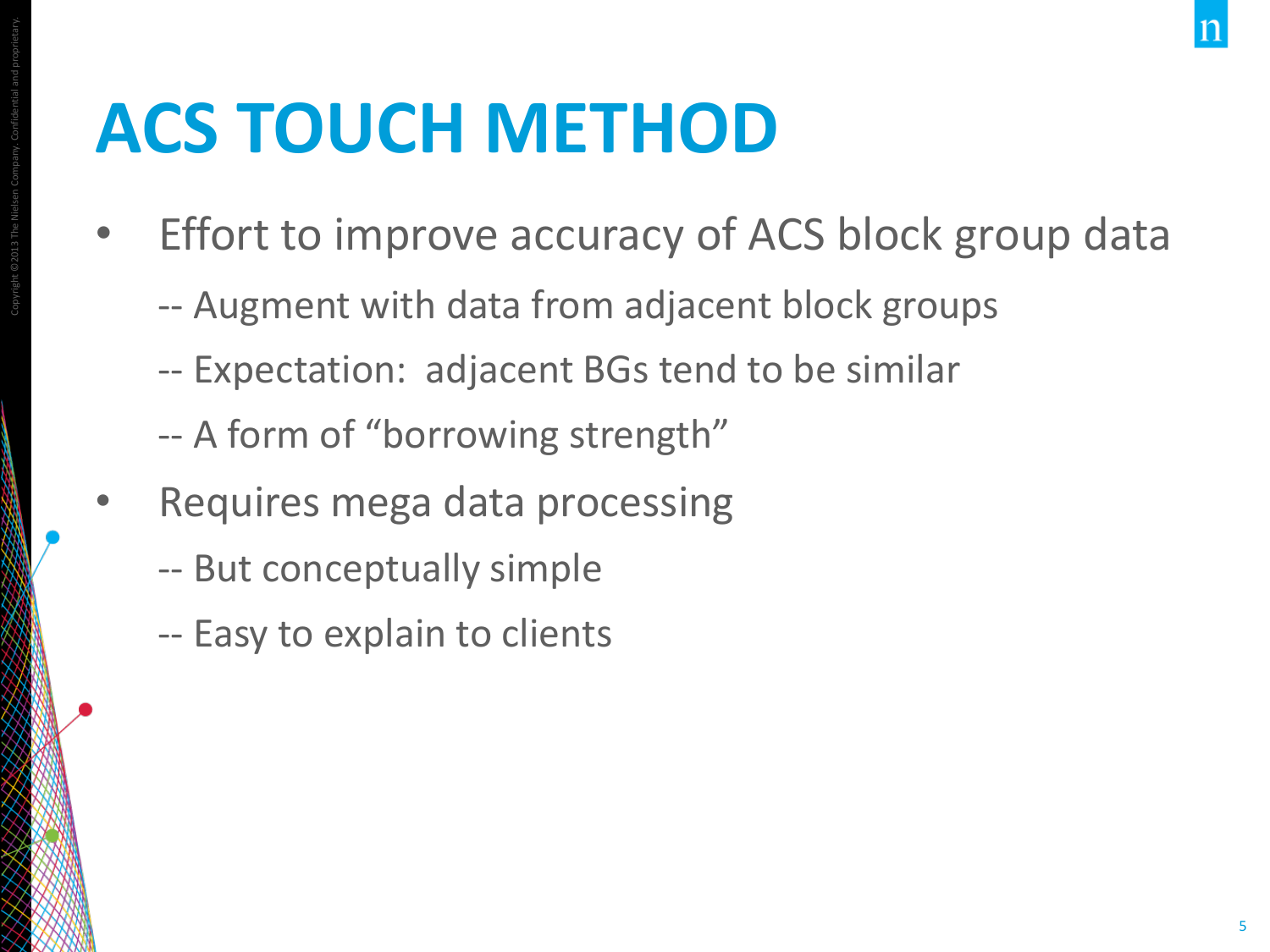# ACS TOUCH METHOD

- Effort to improve accuracy of ACS block group data
  - -- Augment with data from adjacent block groups
  - -- Expectation: adjacent BGs tend to be similar
  - -- A form of "borrowing strength"
- Requires mega data processing
  - -- But conceptually simple
  - -- Easy to explain to clients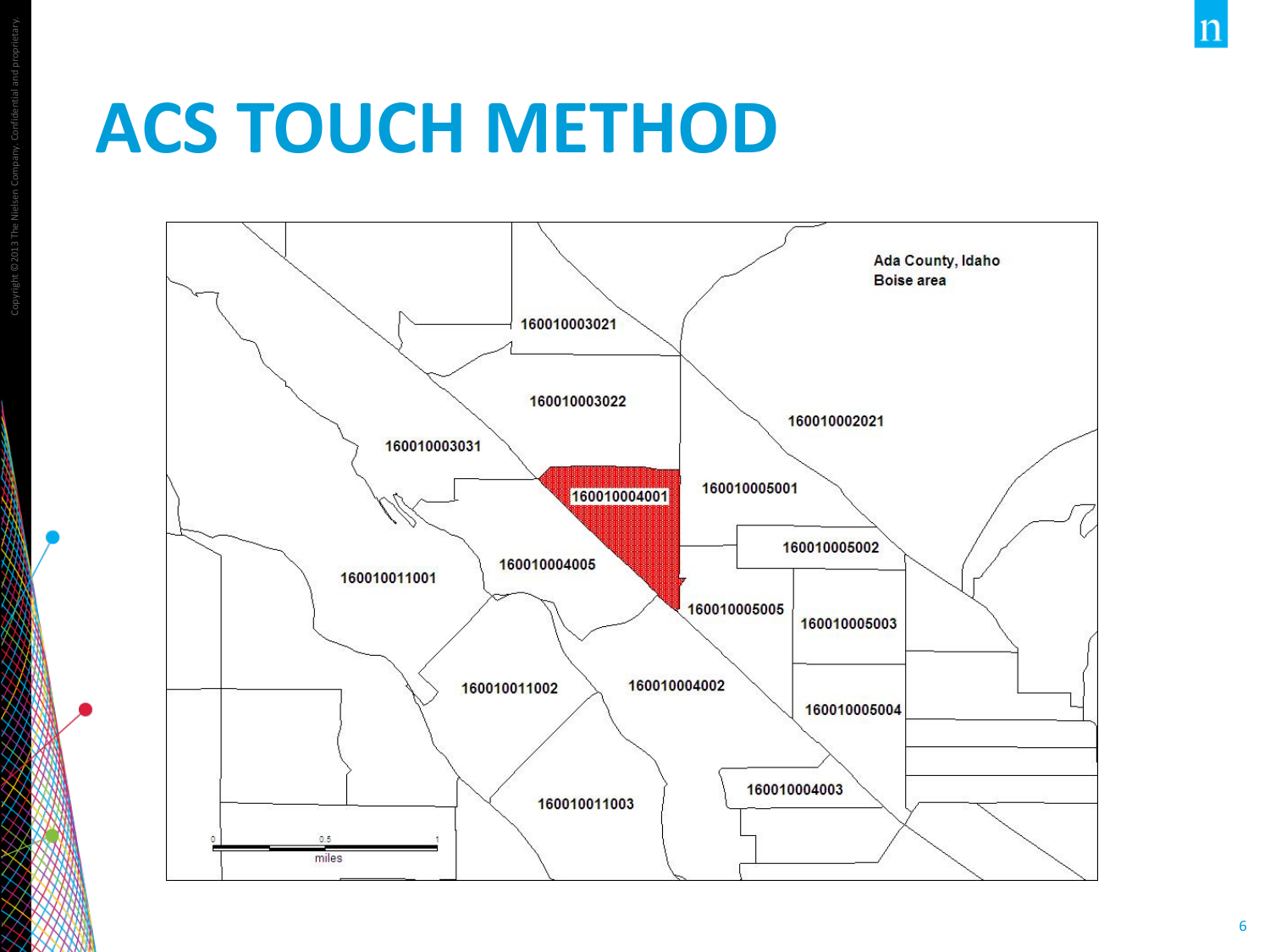# ACS TOUCH METHOD

Ada County, Idaho
Boise area

160010003021

160010003022

160010002021

160010003031

160010004001

160010005001

160010005002

160010004005

160010011001

160010005005

160010005003

160010011002

160010004002

160010005004

160010004003

160010011003

0 0.5 1
miles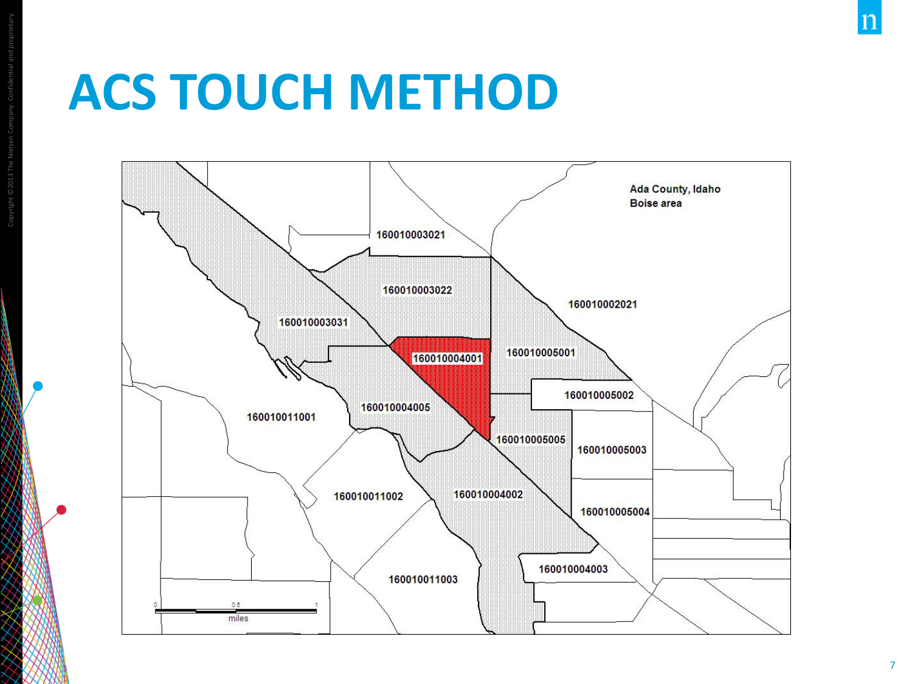# ACS TOUCH METHOD

Ada County, Idaho
Boise area

160010003021

160010003022

160010002021

160010003031

160010004001

160010005001

160010005002

160010004005

160010011001

160010005005

160010005003

160010011002

160010004002

160010005004

160010004003

160010011003

0 0.5 1
miles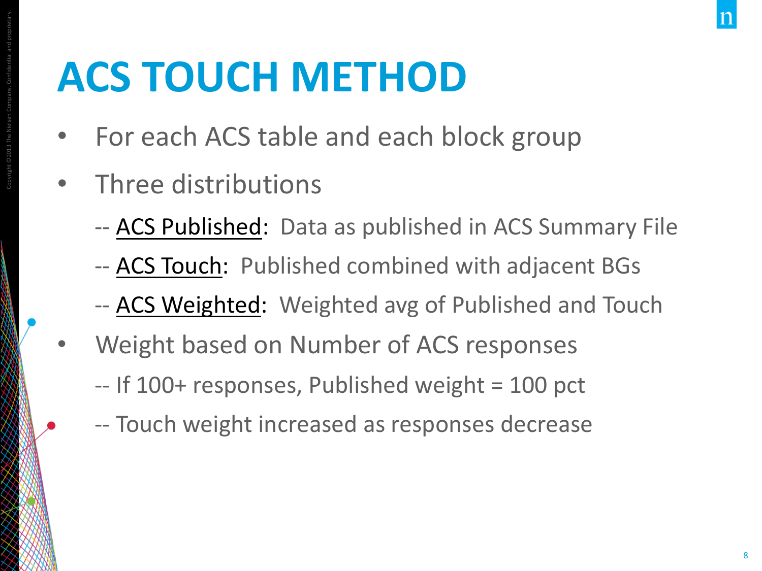# ACS TOUCH METHOD

- For each ACS table and each block group
- Three distributions
  - -- ACS Published: Data as published in ACS Summary File
  - -- ACS Touch: Published combined with adjacent BGs
  - -- ACS Weighted: Weighted avg of Published and Touch
- Weight based on Number of ACS responses
  - -- If 100+ responses, Published weight = 100 pct
  - -- Touch weight increased as responses decrease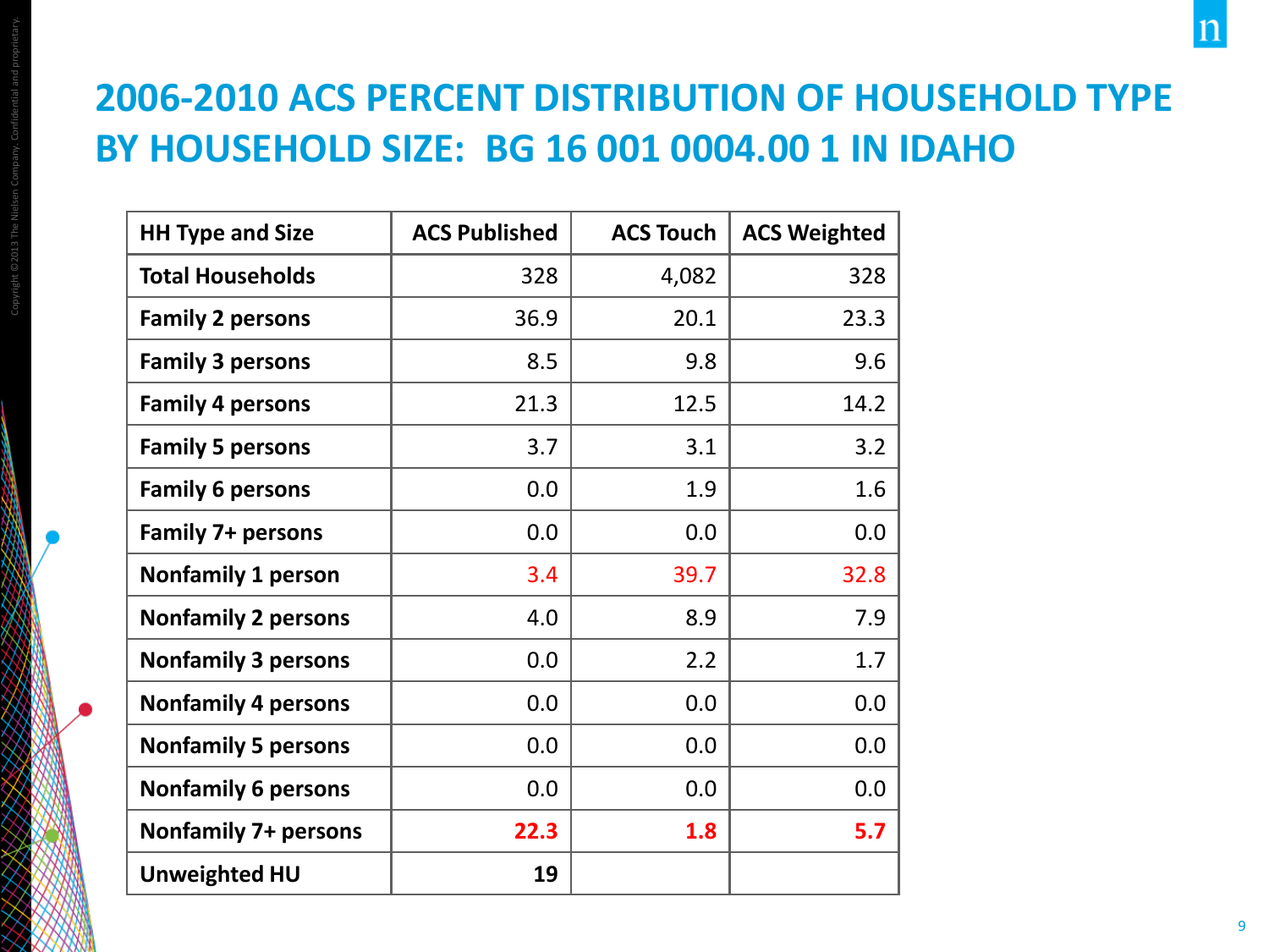# 2006-2010 ACS PERCENT DISTRIBUTION OF HOUSEHOLD TYPE BY HOUSEHOLD SIZE: BG 16 001 0004.00 1 IN IDAHO

| HH Type and Size | ACS Published | ACS Touch | ACS Weighted |
|---|---|---|---|
| Total Households | 328 | 4,082 | 328 |
| Family 2 persons | 36.9 | 20.1 | 23.3 |
| Family 3 persons | 8.5 | 9.8 | 9.6 |
| Family 4 persons | 21.3 | 12.5 | 14.2 |
| Family 5 persons | 3.7 | 3.1 | 3.2 |
| Family 6 persons | 0.0 | 1.9 | 1.6 |
| Family 7+ persons | 0.0 | 0.0 | 0.0 |
| Nonfamily 1 person | 3.4 | 39.7 | 32.8 |
| Nonfamily 2 persons | 4.0 | 8.9 | 7.9 |
| Nonfamily 3 persons | 0.0 | 2.2 | 1.7 |
| Nonfamily 4 persons | 0.0 | 0.0 | 0.0 |
| Nonfamily 5 persons | 0.0 | 0.0 | 0.0 |
| Nonfamily 6 persons | 0.0 | 0.0 | 0.0 |
| Nonfamily 7+ persons | **22.3** | **1.8** | **5.7** |
| **Unweighted HU** | **19** | | |

Copyright ©2013 The Nielsen Company. Confidential and proprietary.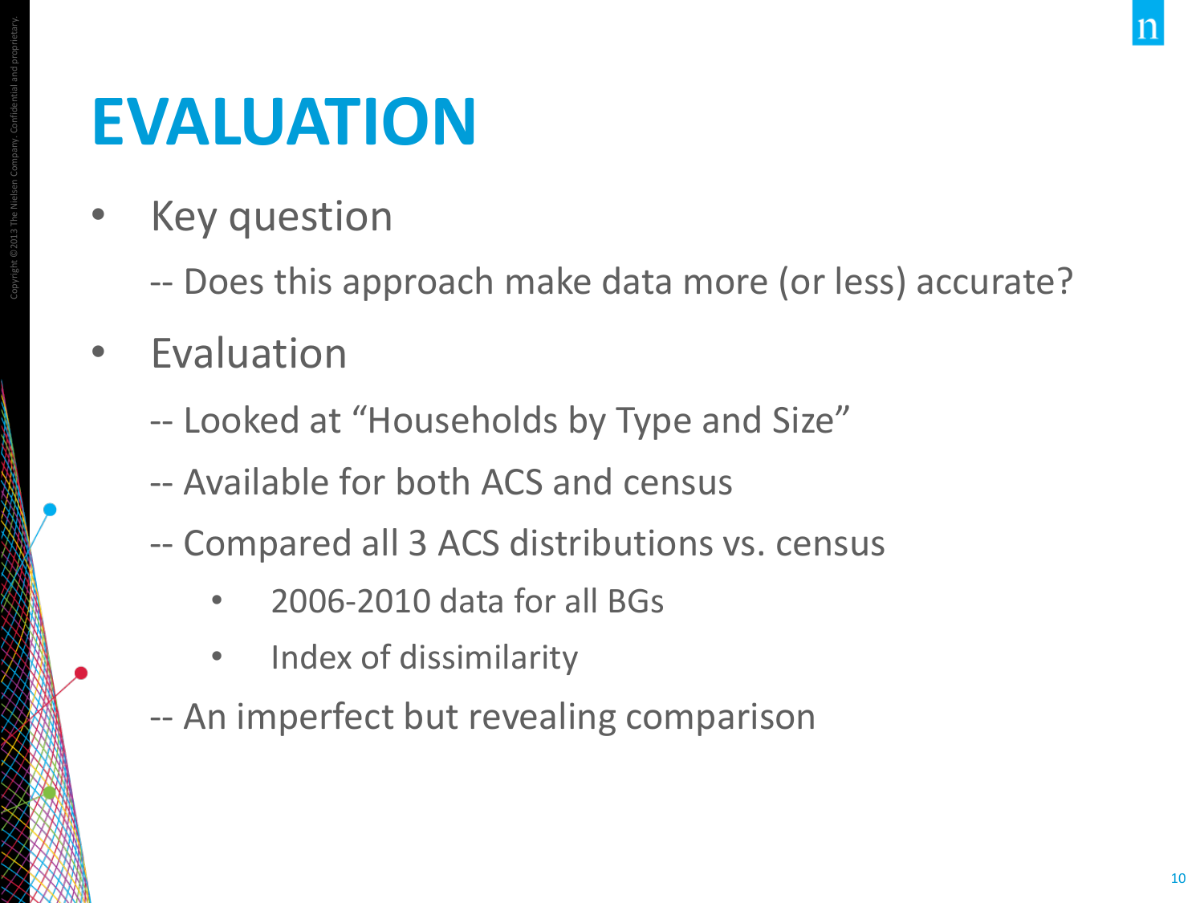# EVALUATION

- Key question
  - -- Does this approach make data more (or less) accurate?
- Evaluation
  - -- Looked at “Households by Type and Size”
  - -- Available for both ACS and census
  - -- Compared all 3 ACS distributions vs. census
    - 2006-2010 data for all BGs
    - Index of dissimilarity
  - -- An imperfect but revealing comparison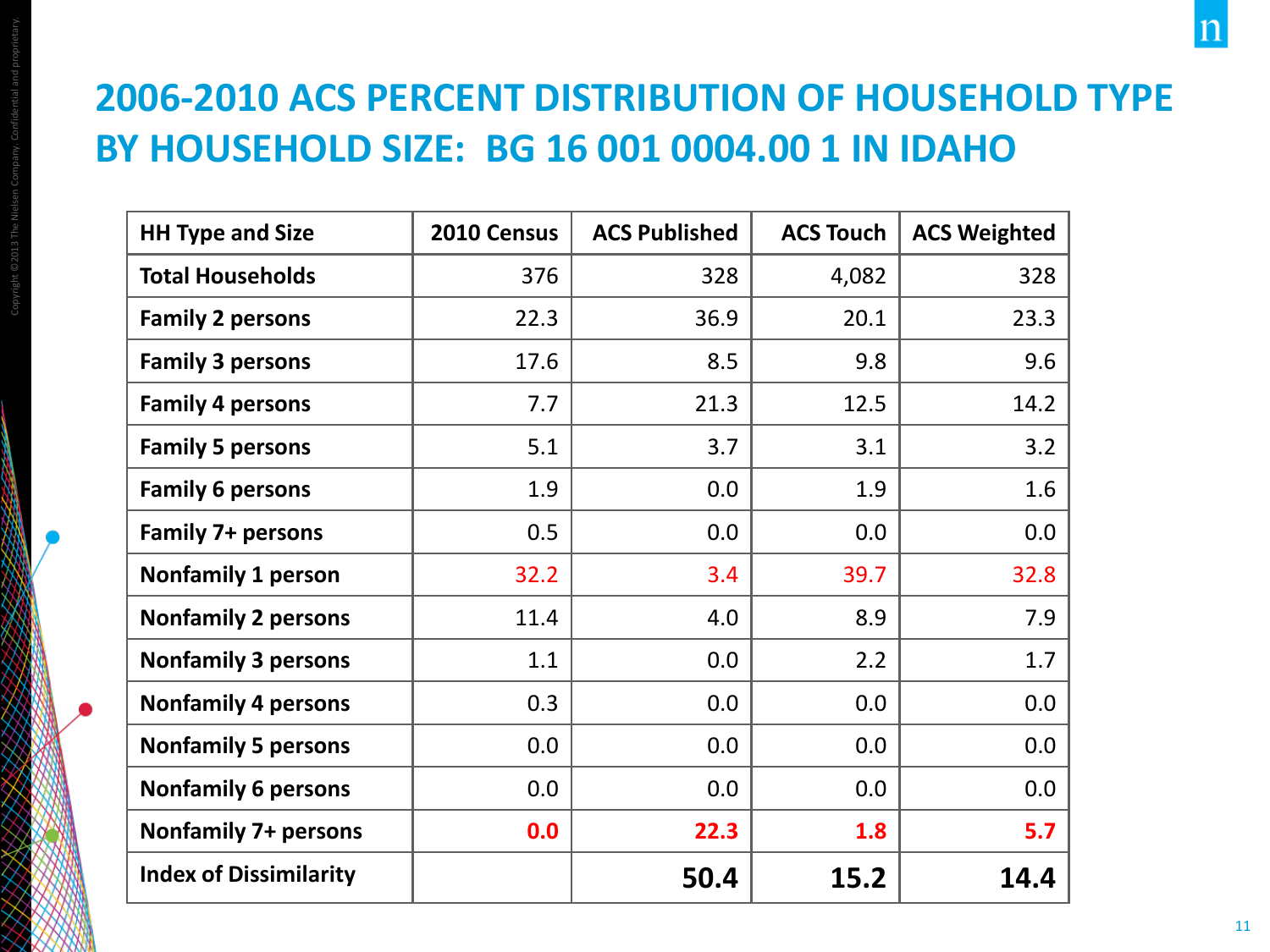# 2006-2010 ACS PERCENT DISTRIBUTION OF HOUSEHOLD TYPE BY HOUSEHOLD SIZE: BG 16 001 0004.00 1 IN IDAHO

| HH Type and Size | 2010 Census | ACS Published | ACS Touch | ACS Weighted |
|---|---|---|---|---|
| Total Households | 376 | 328 | 4,082 | 328 |
| Family 2 persons | 22.3 | 36.9 | 20.1 | 23.3 |
| Family 3 persons | 17.6 | 8.5 | 9.8 | 9.6 |
| Family 4 persons | 7.7 | 21.3 | 12.5 | 14.2 |
| Family 5 persons | 5.1 | 3.7 | 3.1 | 3.2 |
| Family 6 persons | 1.9 | 0.0 | 1.9 | 1.6 |
| Family 7+ persons | 0.5 | 0.0 | 0.0 | 0.0 |
| Nonfamily 1 person | 32.2 | 3.4 | 39.7 | 32.8 |
| Nonfamily 2 persons | 11.4 | 4.0 | 8.9 | 7.9 |
| Nonfamily 3 persons | 1.1 | 0.0 | 2.2 | 1.7 |
| Nonfamily 4 persons | 0.3 | 0.0 | 0.0 | 0.0 |
| Nonfamily 5 persons | 0.0 | 0.0 | 0.0 | 0.0 |
| Nonfamily 6 persons | 0.0 | 0.0 | 0.0 | 0.0 |
| Nonfamily 7+ persons | **0.0** | **22.3** | **1.8** | **5.7** |
| Index of Dissimilarity | | **50.4** | **15.2** | **14.4** |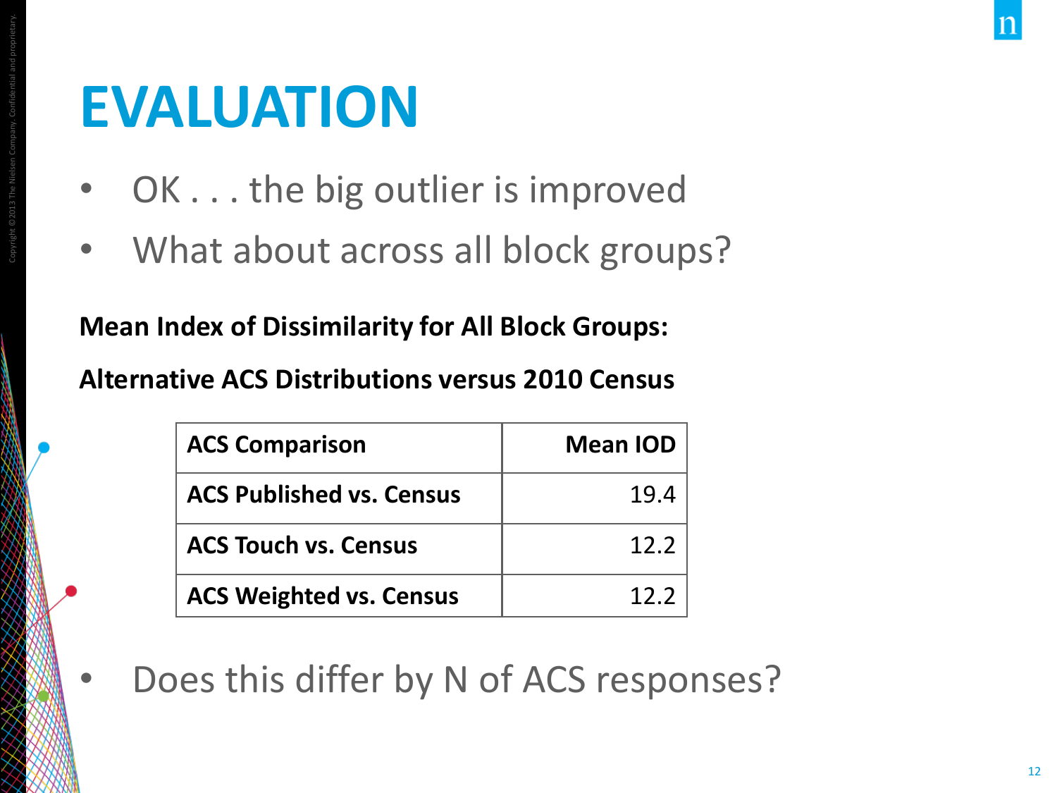# EVALUATION

- OK . . . the big outlier is improved
- What about across all block groups?

**Mean Index of Dissimilarity for All Block Groups:**

**Alternative ACS Distributions versus 2010 Census**

| ACS Comparison | Mean IOD |
|---|---:|
| ACS Published vs. Census | 19.4 |
| ACS Touch vs. Census | 12.2 |
| ACS Weighted vs. Census | 12.2 |

- Does this differ by N of ACS responses?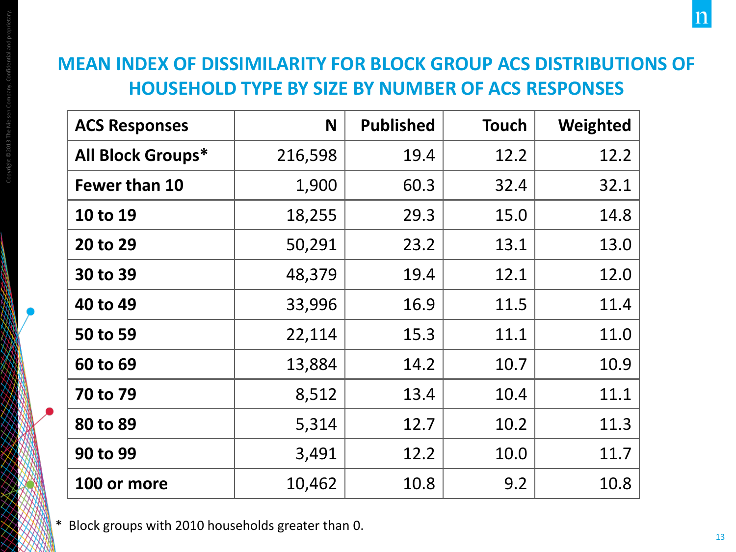# MEAN INDEX OF DISSIMILARITY FOR BLOCK GROUP ACS DISTRIBUTIONS OF HOUSEHOLD TYPE BY SIZE BY NUMBER OF ACS RESPONSES

| ACS Responses | N | Published | Touch | Weighted |
|---|---:|---:|---:|---:|
| **All Block Groups*** | 216,598 | 19.4 | 12.2 | 12.2 |
| **Fewer than 10** | 1,900 | 60.3 | 32.4 | 32.1 |
| **10 to 19** | 18,255 | 29.3 | 15.0 | 14.8 |
| **20 to 29** | 50,291 | 23.2 | 13.1 | 13.0 |
| **30 to 39** | 48,379 | 19.4 | 12.1 | 12.0 |
| **40 to 49** | 33,996 | 16.9 | 11.5 | 11.4 |
| **50 to 59** | 22,114 | 15.3 | 11.1 | 11.0 |
| **60 to 69** | 13,884 | 14.2 | 10.7 | 10.9 |
| **70 to 79** | 8,512 | 13.4 | 10.4 | 11.1 |
| **80 to 89** | 5,314 | 12.7 | 10.2 | 11.3 |
| **90 to 99** | 3,491 | 12.2 | 10.0 | 11.7 |
| **100 or more** | 10,462 | 10.8 | 9.2 | 10.8 |

* Block groups with 2010 households greater than 0.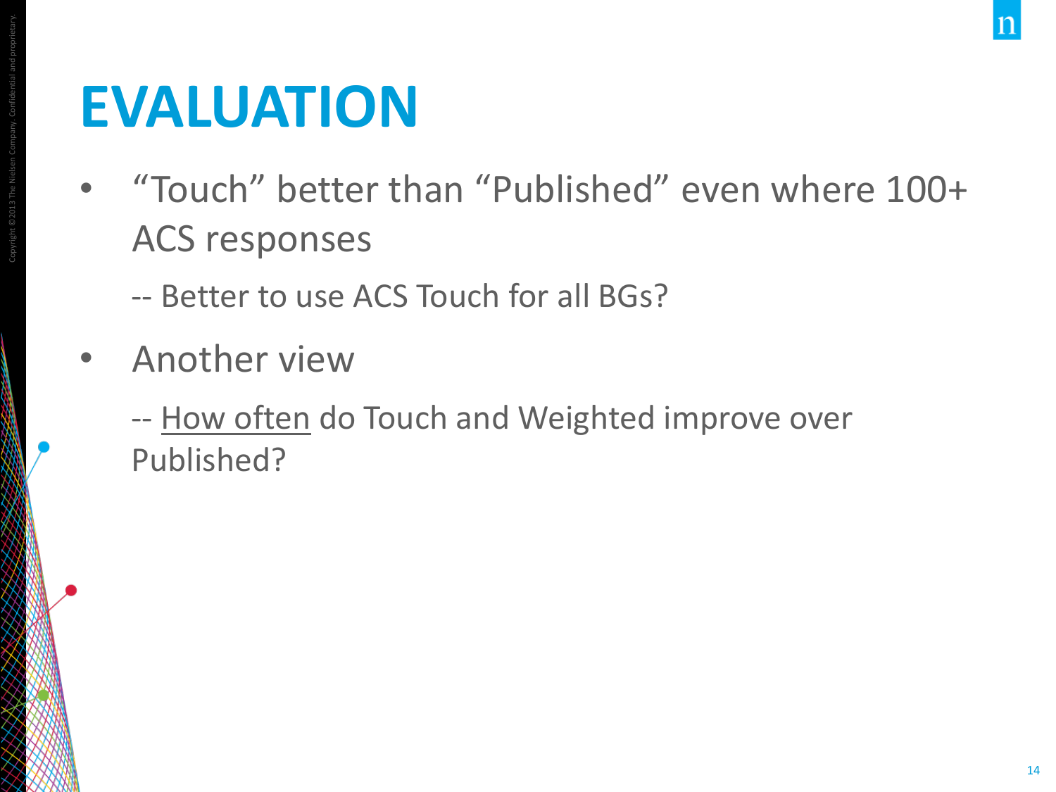# EVALUATION

- "Touch" better than "Published" even where 100+ ACS responses

  -- Better to use ACS Touch for all BGs?

- Another view

  -- How often do Touch and Weighted improve over Published?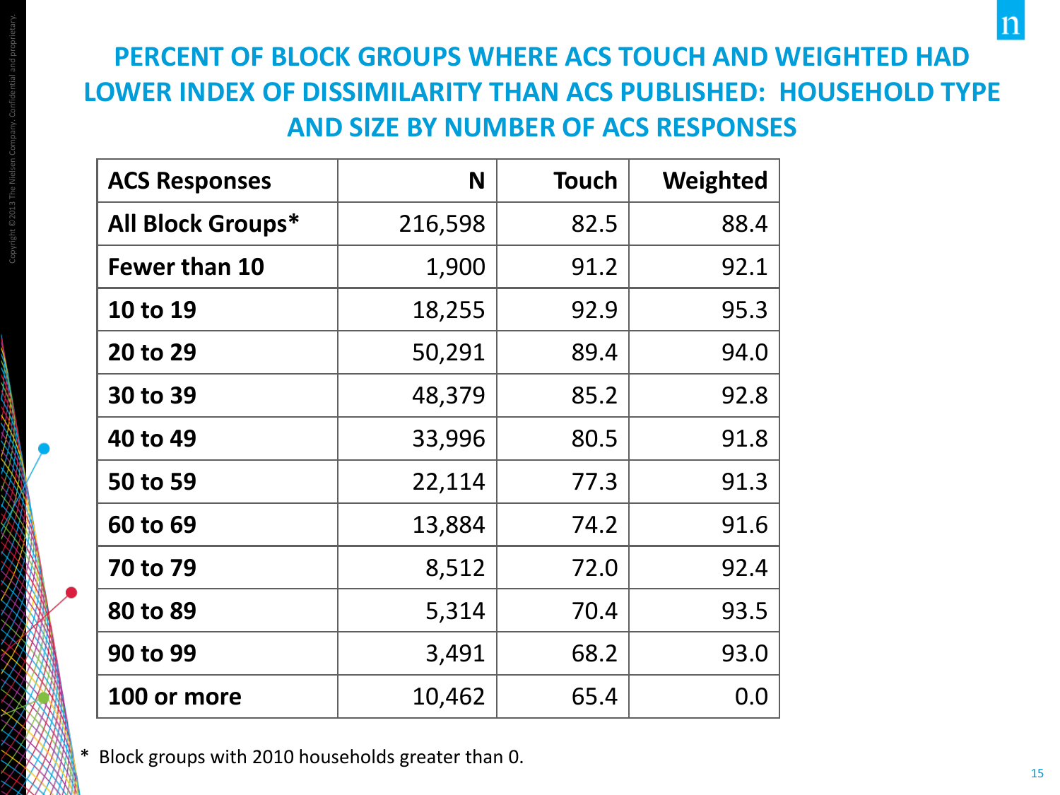# PERCENT OF BLOCK GROUPS WHERE ACS TOUCH AND WEIGHTED HAD LOWER INDEX OF DISSIMILARITY THAN ACS PUBLISHED: HOUSEHOLD TYPE AND SIZE BY NUMBER OF ACS RESPONSES

| ACS Responses | N | Touch | Weighted |
|---|---|---|---|
| **All Block Groups*** | 216,598 | 82.5 | 88.4 |
| **Fewer than 10** | 1,900 | 91.2 | 92.1 |
| **10 to 19** | 18,255 | 92.9 | 95.3 |
| **20 to 29** | 50,291 | 89.4 | 94.0 |
| **30 to 39** | 48,379 | 85.2 | 92.8 |
| **40 to 49** | 33,996 | 80.5 | 91.8 |
| **50 to 59** | 22,114 | 77.3 | 91.3 |
| **60 to 69** | 13,884 | 74.2 | 91.6 |
| **70 to 79** | 8,512 | 72.0 | 92.4 |
| **80 to 89** | 5,314 | 70.4 | 93.5 |
| **90 to 99** | 3,491 | 68.2 | 93.0 |
| **100 or more** | 10,462 | 65.4 | 0.0 |

* Block groups with 2010 households greater than 0.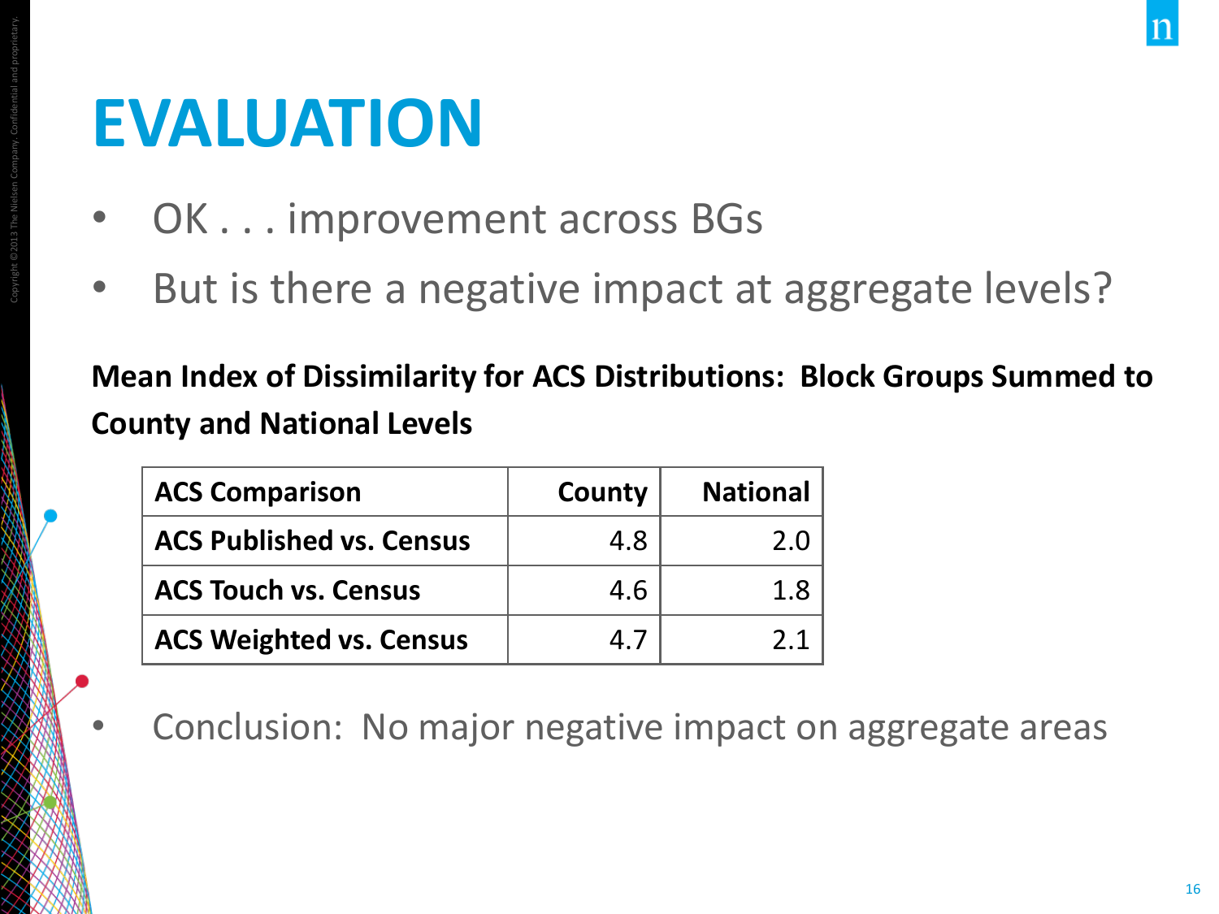# EVALUATION

- OK . . . improvement across BGs
- But is there a negative impact at aggregate levels?

**Mean Index of Dissimilarity for ACS Distributions: Block Groups Summed to County and National Levels**

| ACS Comparison | County | National |
|---|---|---|
| ACS Published vs. Census | 4.8 | 2.0 |
| ACS Touch vs. Census | 4.6 | 1.8 |
| ACS Weighted vs. Census | 4.7 | 2.1 |

- Conclusion: No major negative impact on aggregate areas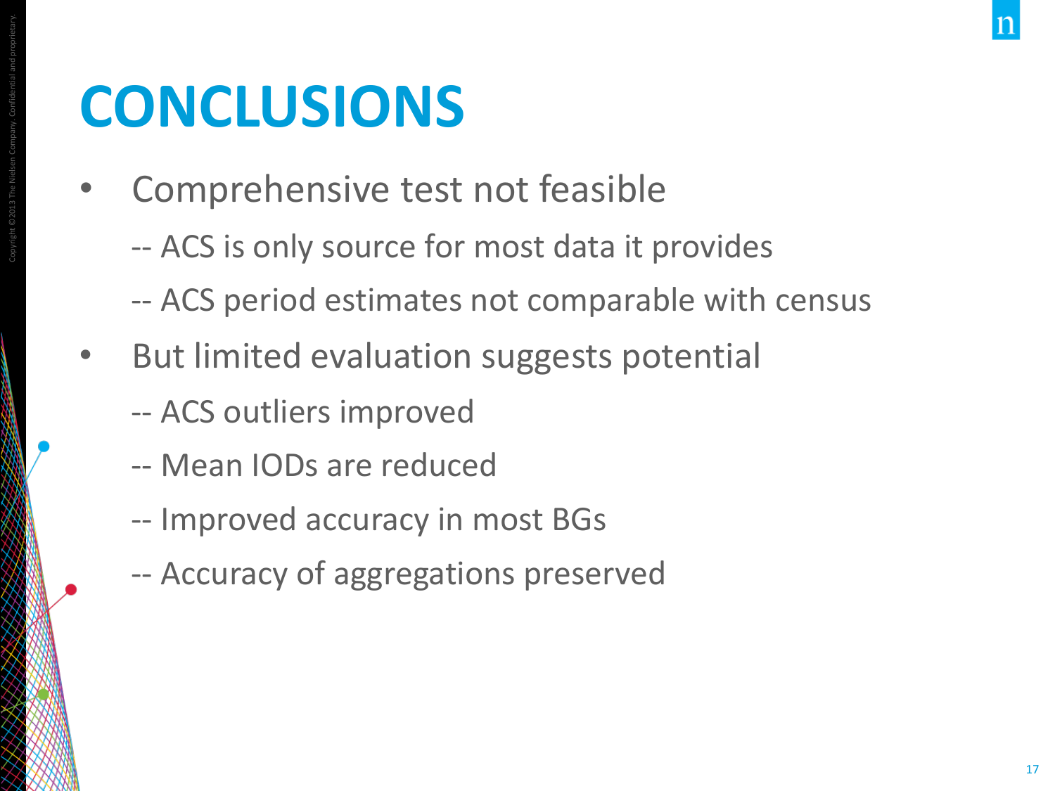# CONCLUSIONS

- Comprehensive test not feasible
  - -- ACS is only source for most data it provides
  - -- ACS period estimates not comparable with census
- But limited evaluation suggests potential
  - -- ACS outliers improved
  - -- Mean IODs are reduced
  - -- Improved accuracy in most BGs
  - -- Accuracy of aggregations preserved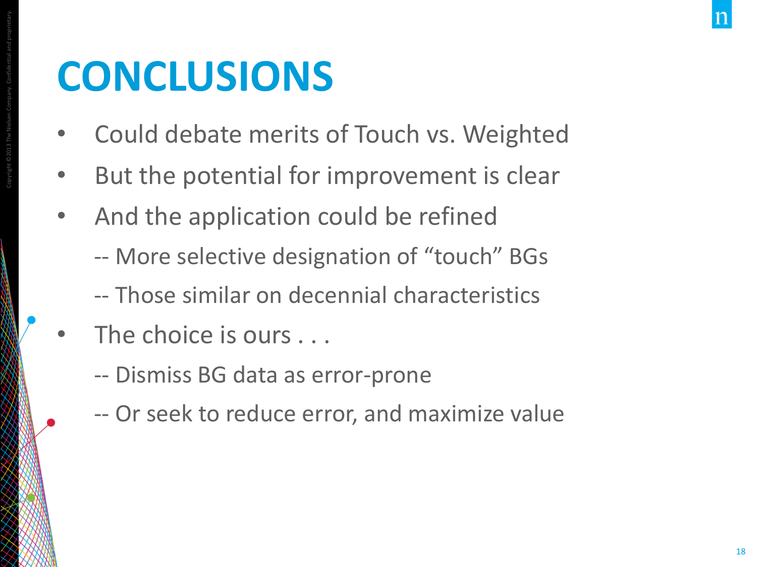# CONCLUSIONS

- Could debate merits of Touch vs. Weighted
- But the potential for improvement is clear
- And the application could be refined

  -- More selective designation of “touch” BGs

  -- Those similar on decennial characteristics
- The choice is ours . . .

  -- Dismiss BG data as error-prone

  -- Or seek to reduce error, and maximize value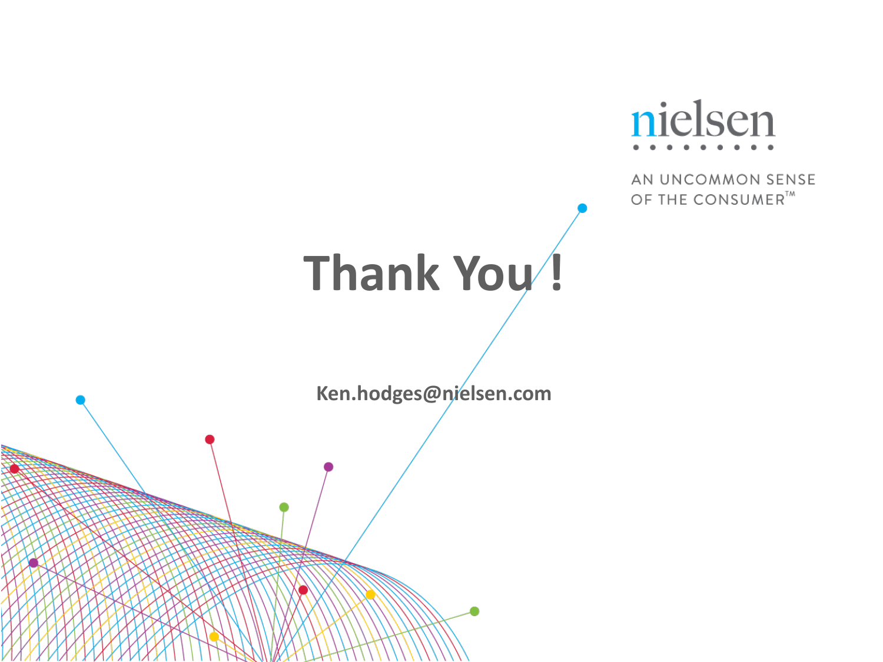nielsen

AN UNCOMMON SENSE OF THE CONSUMER™

# Thank You !

**Ken.hodges@nielsen.com**